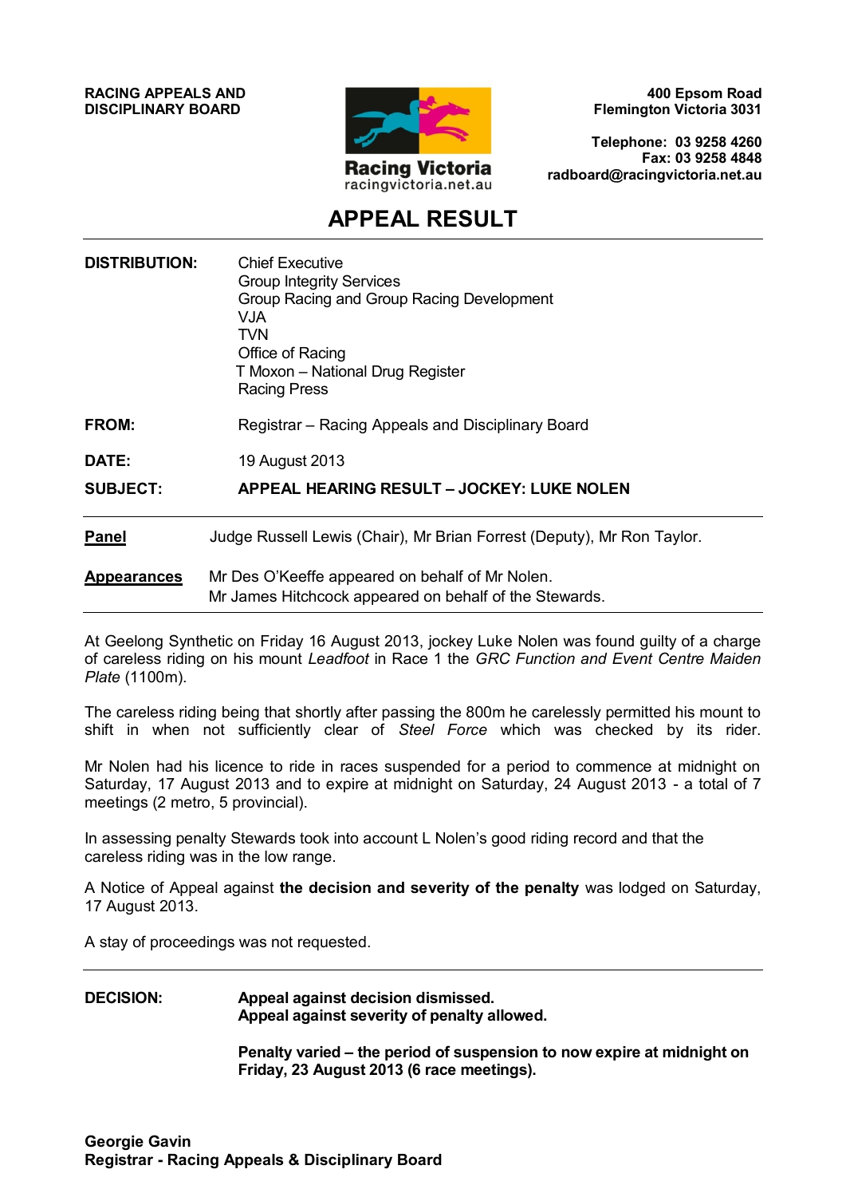**RACING APPEALS AND DISCIPLINARY BOARD**

Racing Victoria
racingvictoria.net.au

**400 Epsom Road**
**Flemington Victoria 3031**

**Telephone: 03 9258 4260**
**Fax: 03 9258 4848**
**radboard@racingvictoria.net.au**

# APPEAL RESULT

**DISTRIBUTION:** Chief Executive
Group Integrity Services
Group Racing and Group Racing Development
VJA
TVN
Office of Racing
T Moxon – National Drug Register
Racing Press

**FROM:** Registrar – Racing Appeals and Disciplinary Board

**DATE:** 19 August 2013

**SUBJECT:** **APPEAL HEARING RESULT – JOCKEY: LUKE NOLEN**

**Panel** Judge Russell Lewis (Chair), Mr Brian Forrest (Deputy), Mr Ron Taylor.

**Appearances** Mr Des O'Keeffe appeared on behalf of Mr Nolen.
Mr James Hitchcock appeared on behalf of the Stewards.

At Geelong Synthetic on Friday 16 August 2013, jockey Luke Nolen was found guilty of a charge of careless riding on his mount *Leadfoot* in Race 1 the *GRC Function and Event Centre Maiden Plate* (1100m).

The careless riding being that shortly after passing the 800m he carelessly permitted his mount to shift in when not sufficiently clear of *Steel Force* which was checked by its rider.

Mr Nolen had his licence to ride in races suspended for a period to commence at midnight on Saturday, 17 August 2013 and to expire at midnight on Saturday, 24 August 2013 - a total of 7 meetings (2 metro, 5 provincial).

In assessing penalty Stewards took into account L Nolen's good riding record and that the careless riding was in the low range.

A Notice of Appeal against **the decision and severity of the penalty** was lodged on Saturday, 17 August 2013.

A stay of proceedings was not requested.

**DECISION:** **Appeal against decision dismissed.**
**Appeal against severity of penalty allowed.**

**Penalty varied – the period of suspension to now expire at midnight on Friday, 23 August 2013 (6 race meetings).**

**Georgie Gavin**
**Registrar - Racing Appeals & Disciplinary Board**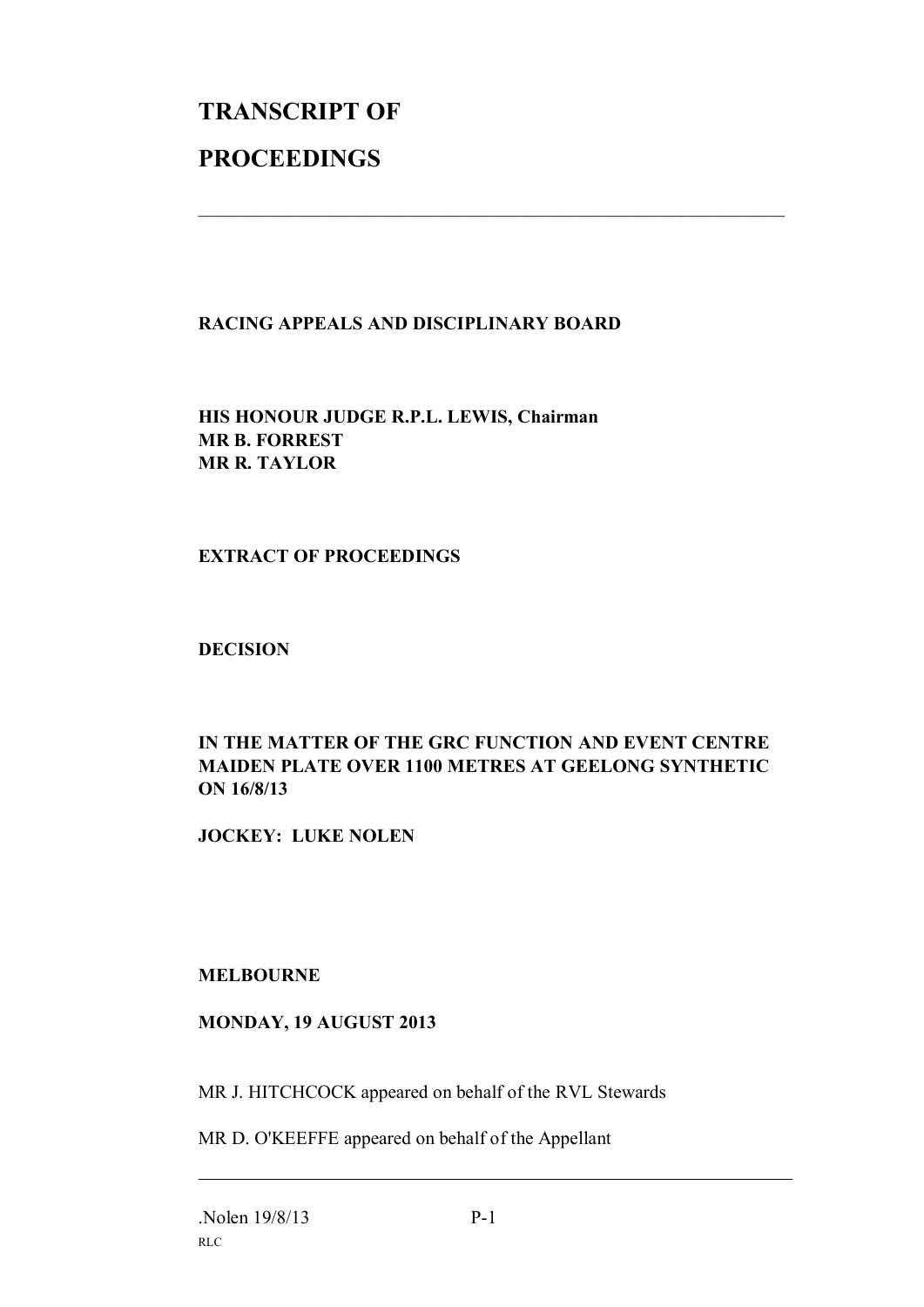# TRANSCRIPT OF

# PROCEEDINGS

---

**RACING APPEALS AND DISCIPLINARY BOARD**

**HIS HONOUR JUDGE R.P.L. LEWIS, Chairman**
**MR B. FORREST**
**MR R. TAYLOR**

**EXTRACT OF PROCEEDINGS**

**DECISION**

**IN THE MATTER OF THE GRC FUNCTION AND EVENT CENTRE MAIDEN PLATE OVER 1100 METRES AT GEELONG SYNTHETIC ON 16/8/13**

**JOCKEY: LUKE NOLEN**

**MELBOURNE**

**MONDAY, 19 AUGUST 2013**

MR J. HITCHCOCK appeared on behalf of the RVL Stewards

MR D. O'KEEFFE appeared on behalf of the Appellant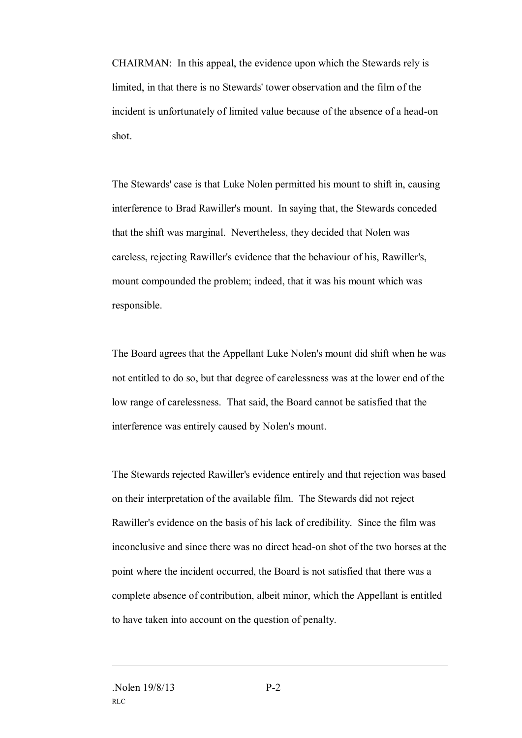CHAIRMAN: In this appeal, the evidence upon which the Stewards rely is limited, in that there is no Stewards' tower observation and the film of the incident is unfortunately of limited value because of the absence of a head-on shot.

The Stewards' case is that Luke Nolen permitted his mount to shift in, causing interference to Brad Rawiller's mount. In saying that, the Stewards conceded that the shift was marginal. Nevertheless, they decided that Nolen was careless, rejecting Rawiller's evidence that the behaviour of his, Rawiller's, mount compounded the problem; indeed, that it was his mount which was responsible.

The Board agrees that the Appellant Luke Nolen's mount did shift when he was not entitled to do so, but that degree of carelessness was at the lower end of the low range of carelessness. That said, the Board cannot be satisfied that the interference was entirely caused by Nolen's mount.

The Stewards rejected Rawiller's evidence entirely and that rejection was based on their interpretation of the available film. The Stewards did not reject Rawiller's evidence on the basis of his lack of credibility. Since the film was inconclusive and since there was no direct head-on shot of the two horses at the point where the incident occurred, the Board is not satisfied that there was a complete absence of contribution, albeit minor, which the Appellant is entitled to have taken into account on the question of penalty.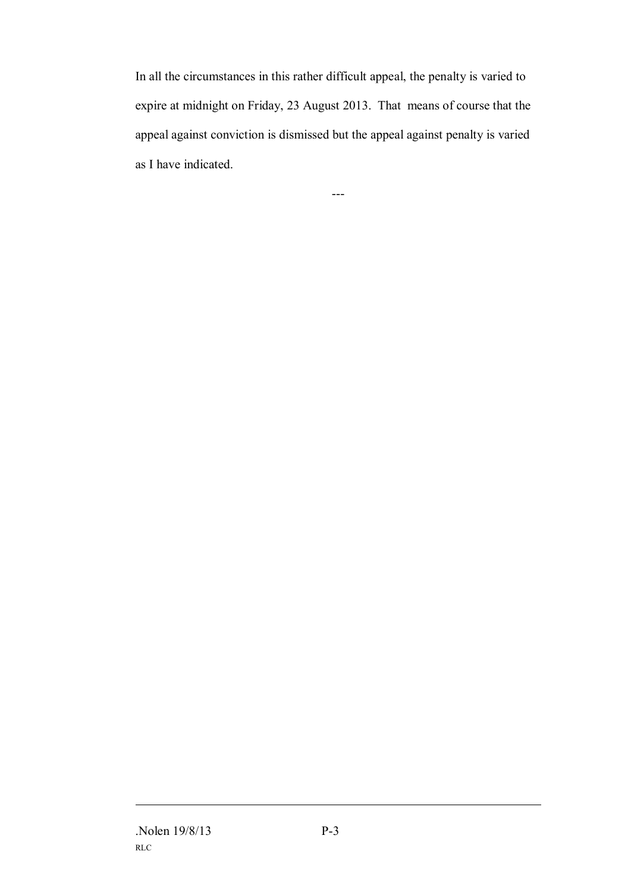In all the circumstances in this rather difficult appeal, the penalty is varied to expire at midnight on Friday, 23 August 2013. That means of course that the appeal against conviction is dismissed but the appeal against penalty is varied as I have indicated.

---